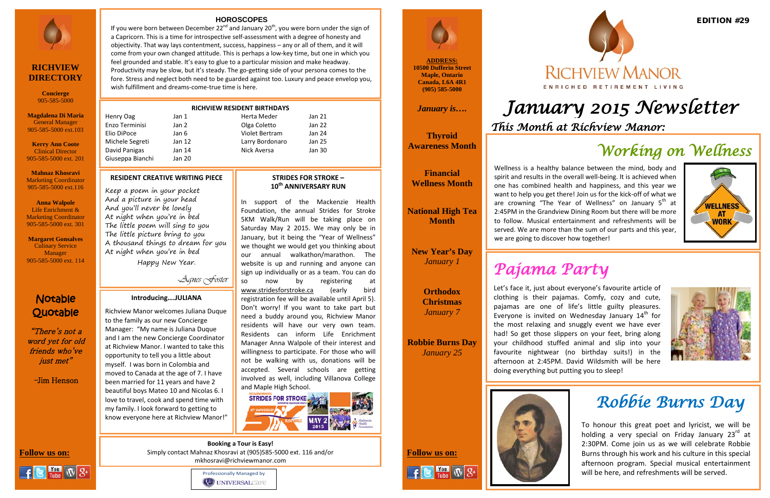EDITION #29

RICHVIEW MANOR
ENRICHED RETIREMENT LIVING

# January 2015 Newsletter

*This Month at Richview Manor:*

## Working on Wellness

Wellness is a healthy balance between the mind, body and spirit and results in the overall well-being. It is achieved when one has combined health and happiness, and this year we want to help you get there! Join us for the kick-off of what we are crowning "The Year of Wellness" on January 5th at 2:45PM in the Grandview Dining Room but there will be more to follow. Musical entertainment and refreshments will be served. We are more than the sum of our parts and this year, we are going to discover how together!

## Pajama Party

Let's face it, just about everyone's favourite article of clothing is their pajamas. Comfy, cozy and cute, pajamas are one of life's little guilty pleasures. Everyone is invited on Wednesday January 14th for the most relaxing and snuggly event we have ever had! So get those slippers on your feet, bring along your childhood stuffed animal and slip into your favourite nightwear (no birthday suits!) in the afternoon at 2:45PM. David Wildsmith will be here doing everything but putting you to sleep!

## Robbie Burns Day

To honour this great poet and lyricist, we will be holding a very special on Friday January 23rd at 2:30PM. Come join us as we will celebrate Robbie Burns through his work and his culture in this special afternoon program. Special musical entertainment will be here, and refreshments will be served.

**ADDRESS:**
**10500 Dufferin Street**
**Maple, Ontario**
**Canada, L6A 4R1**
**(905) 585-5000**

*January is….*

**Thyroid Awareness Month**

**Financial Wellness Month**

**National High Tea Month**

**New Year's Day**
*January 1*

**Orthodox Christmas**
*January 7*

**Robbie Burns Day**
*January 25*

**Follow us on:**

## HOROSCOPES

If you were born between December 22nd and January 20th, you were born under the sign of a Capricorn. This is a time for introspective self-assessment with a degree of honesty and objectivity. That way lays contentment, success, happiness – any or all of them, and it will come from your own changed attitude. This is perhaps a low-key time, but one in which you feel grounded and stable. It's easy to glue to a particular mission and make headway. Productivity may be slow, but it's steady. The go-getting side of your persona comes to the fore. Stress and neglect both need to be guarded against too. Luxury and peace envelop you, wish fulfillment and dreams-come-true time is here.

## RICHVIEW RESIDENT BIRTHDAYS

| | | | |
|---|---|---|---|
| Henry Oag | Jan 1 | Herta Meder | Jan 21 |
| Enzo Terminisi | Jan 2 | Olga Coletto | Jan 22 |
| Elio DiPoce | Jan 6 | Violet Bertram | Jan 24 |
| Michele Segreti | Jan 12 | Larry Bordonaro | Jan 25 |
| David Panigas | Jan 14 | Nick Aversa | Jan 30 |
| Giuseppa Bianchi | Jan 20 | | |

## RESIDENT CREATIVE WRITING PIECE

*Keep a poem in your pocket*
*And a picture in your head*
*And you'll never be lonely*
*At night when you're in bed*
*The little poem will sing to you*
*The little picture bring to you*
*A thousand things to dream for you*
*At night when you're in bed*
*Happy New Year.*

*-Agnes Foster*

## Introducing….JULIANA

Richview Manor welcomes Juliana Duque to the family as our new Concierge Manager: "My name is Juliana Duque and I am the new Concierge Coordinator at Richview Manor. I wanted to take this opportunity to tell you a little about myself. I was born in Colombia and moved to Canada at the age of 7. I have been married for 11 years and have 2 beautiful boys Mateo 10 and Nicolas 6. I love to travel, cook and spend time with my family. I look forward to getting to know everyone here at Richview Manor!"

## STRIDES FOR STROKE – 10th ANNIVERSARY RUN

In support of the Mackenzie Health Foundation, the annual Strides for Stroke 5KM Walk/Run will be taking place on Saturday May 2 2015. We may only be in January, but it being the "Year of Wellness" we thought we would get you thinking about our annual walkathon/marathon. The website is up and running and anyone can sign up individually or as a team. You can do so now by registering at www.stridesforstroke.ca (early bird registration fee will be available until April 5). Don't worry! If you want to take part but need a buddy around you, Richview Manor residents will have our very own team. Residents can inform Life Enrichment Manager Anna Walpole of their interest and willingness to participate. For those who will not be walking with us, donations will be accepted. Several schools are getting involved as well, including Villanova College and Maple High School.

**Booking a Tour is Easy!**
Simply contact Mahnaz Khosravi at (905)585-5000 ext. 116 and/or mkhosravi@richviewmanor.com

Professionally Managed by UNIVERSALcare

## RICHVIEW DIRECTORY

**Concierge**
905-585-5000

**Magdalena Di Maria**
General Manager
905-585-5000 ext.103

**Kerry Ann Coote**
Clinical Director
905-585-5000 ext. 201

**Mahnaz Khosravi**
Marketing Coordinator
905-585-5000 ext.116

**Anna Walpole**
Life Enrichment & Marketing Coordinator
905-585-5000 ext. 301

**Margaret Gonsalves**
Culinary Service Manager
905-585-5000 ext. 114

## Notable Quotable

*"There's not a word yet for old friends who've just met"*

-Jim Henson

**Follow us on:**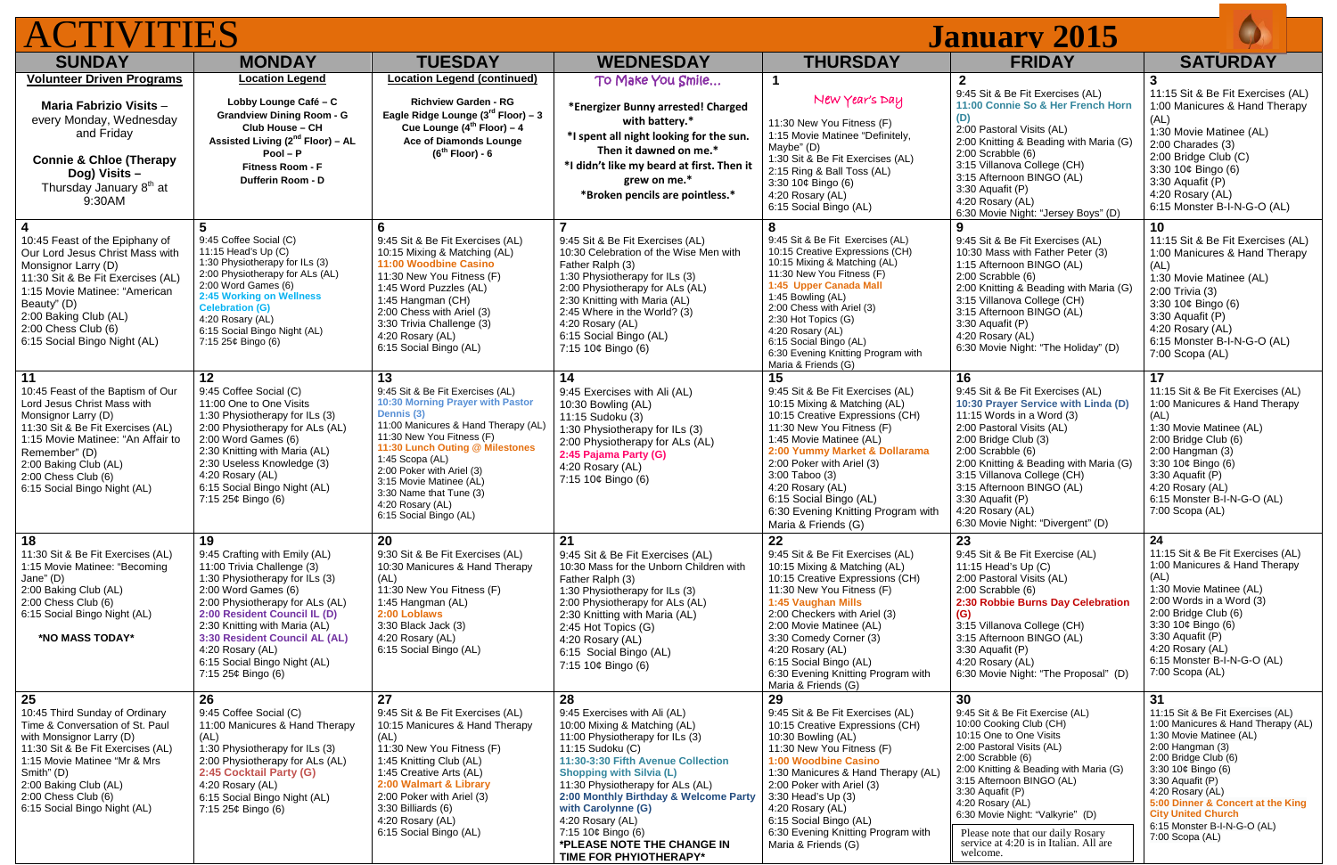# ACTIVITIES

# January 2015

| SUNDAY | MONDAY | TUESDAY | WEDNESDAY | THURSDAY | FRIDAY | SATURDAY |
|---|---|---|---|---|---|---|
| **Volunteer Driven Programs**<br><br>**Maria Fabrizio Visits** – every Monday, Wednesday and Friday<br><br>**Connie & Chloe (Therapy Dog) Visits** – Thursday January 8th at 9:30AM | **Location Legend**<br><br>**Lobby Lounge Café – C**<br>**Grandview Dining Room - G**<br>**Club House – CH**<br>**Assisted Living (2nd Floor) – AL**<br>**Pool – P**<br>**Fitness Room - F**<br>**Dufferin Room - D** | **Location Legend (continued)**<br><br>**Richview Garden - RG**<br>**Eagle Ridge Lounge (3rd Floor) – 3**<br>**Cue Lounge (4th Floor) – 4**<br>**Ace of Diamonds Lounge (6th Floor) - 6** | To Make You Smile…<br><br>**\*Energizer Bunny arrested! Charged with battery.\***<br>**\*I spent all night looking for the sun. Then it dawned on me.\***<br>**\*I didn't like my beard at first. Then it grew on me.\***<br>**\*Broken pencils are pointless.\*** | **1**<br>New Year's Day<br>11:30 New You Fitness (F)<br>1:15 Movie Matinee "Definitely, Maybe" (D)<br>1:30 Sit & Be Fit Exercises (AL)<br>2:15 Ring & Ball Toss (AL)<br>3:30 10¢ Bingo (6)<br>4:20 Rosary (AL)<br>6:15 Social Bingo (AL) | **2**<br>9:45 Sit & Be Fit Exercises (AL)<br>11:00 Connie So & Her French Horn (D)<br>2:00 Pastoral Visits (AL)<br>2:00 Knitting & Beading with Maria (G)<br>2:00 Scrabble (6)<br>3:15 Villanova College (CH)<br>3:15 Afternoon BINGO (AL)<br>3:30 Aquafit (P)<br>4:20 Rosary (AL)<br>6:30 Movie Night: "Jersey Boys" (D) | **3**<br>11:15 Sit & Be Fit Exercises (AL)<br>1:00 Manicures & Hand Therapy (AL)<br>1:30 Movie Matinee (AL)<br>2:00 Charades (3)<br>2:00 Bridge Club (C)<br>3:30 10¢ Bingo (6)<br>3:30 Aquafit (P)<br>4:20 Rosary (AL)<br>6:15 Monster B-I-N-G-O (AL) |
| **4**<br>10:45 Feast of the Epiphany of Our Lord Jesus Christ Mass with Monsignor Larry (D)<br>11:30 Sit & Be Fit Exercises (AL)<br>1:15 Movie Matinee: "American Beauty" (D)<br>2:00 Baking Club (AL)<br>2:00 Chess Club (6)<br>6:15 Social Bingo Night (AL) | **5**<br>9:45 Coffee Social (C)<br>11:15 Head's Up (C)<br>1:30 Physiotherapy for ILs (3)<br>2:00 Physiotherapy for ALs (AL)<br>2:00 Word Games (6)<br>2:45 Working on Wellness Celebration (G)<br>4:20 Rosary (AL)<br>6:15 Social Bingo Night (AL)<br>7:15 25¢ Bingo (6) | **6**<br>9:45 Sit & Be Fit Exercises (AL)<br>10:15 Mixing & Matching (AL)<br>11:00 Woodbine Casino<br>11:30 New You Fitness (F)<br>1:45 Word Puzzles (AL)<br>1:45 Hangman (CH)<br>2:00 Chess with Ariel (3)<br>3:30 Trivia Challenge (3)<br>4:20 Rosary (AL)<br>6:15 Social Bingo (AL) | **7**<br>9:45 Sit & Be Fit Exercises (AL)<br>10:30 Celebration of the Wise Men with Father Ralph (3)<br>1:30 Physiotherapy for ILs (3)<br>2:00 Physiotherapy for ALs (AL)<br>2:30 Knitting with Maria (AL)<br>2:45 Where in the World? (3)<br>4:20 Rosary (AL)<br>6:15 Social Bingo (AL)<br>7:15 10¢ Bingo (6) | **8**<br>9:45 Sit & Be Fit Exercises (AL)<br>10:15 Creative Expressions (CH)<br>10:15 Mixing & Matching (AL)<br>11:30 New You Fitness (F)<br>1:45 Upper Canada Mall<br>1:45 Bowling (AL)<br>2:00 Chess with Ariel (3)<br>2:30 Hot Topics (G)<br>4:20 Rosary (AL)<br>6:15 Social Bingo (AL)<br>6:30 Evening Knitting Program with Maria & Friends (G) | **9**<br>9:45 Sit & Be Fit Exercises (AL)<br>10:30 Mass with Father Peter (3)<br>1:15 Afternoon BINGO (AL)<br>2:00 Scrabble (6)<br>2:00 Knitting & Beading with Maria (G)<br>3:15 Villanova College (CH)<br>3:15 Afternoon BINGO (AL)<br>3:30 Aquafit (P)<br>4:20 Rosary (AL)<br>6:30 Movie Night: "The Holiday" (D) | **10**<br>11:15 Sit & Be Fit Exercises (AL)<br>1:00 Manicures & Hand Therapy (AL)<br>1:30 Movie Matinee (AL)<br>2:00 Trivia (3)<br>3:30 10¢ Bingo (6)<br>3:30 Aquafit (P)<br>4:20 Rosary (AL)<br>6:15 Monster B-I-N-G-O (AL)<br>7:00 Scopa (AL) |
| **11**<br>10:45 Feast of the Baptism of Our Lord Jesus Christ Mass with Monsignor Larry (D)<br>11:30 Sit & Be Fit Exercises (AL)<br>1:15 Movie Matinee: "An Affair to Remember" (D)<br>2:00 Baking Club (AL)<br>2:00 Chess Club (6)<br>6:15 Social Bingo Night (AL) | **12**<br>9:45 Coffee Social (C)<br>11:00 One to One Visits<br>1:30 Physiotherapy for ILs (3)<br>2:00 Physiotherapy for ALs (AL)<br>2:00 Word Games (6)<br>2:30 Knitting with Maria (AL)<br>2:30 Useless Knowledge (3)<br>4:20 Rosary (AL)<br>6:15 Social Bingo Night (AL)<br>7:15 25¢ Bingo (6) | **13**<br>9:45 Sit & Be Fit Exercises (AL)<br>10:30 Morning Prayer with Pastor Dennis (3)<br>11:00 Manicures & Hand Therapy (AL)<br>11:30 New You Fitness (F)<br>11:30 Lunch Outing @ Milestones<br>1:45 Scopa (AL)<br>2:00 Poker with Ariel (3)<br>3:15 Movie Matinee (AL)<br>3:30 Name that Tune (3)<br>4:20 Rosary (AL)<br>6:15 Social Bingo (AL) | **14**<br>9:45 Exercises with Ali (AL)<br>10:30 Bowling (AL)<br>11:15 Sudoku (3)<br>1:30 Physiotherapy for ILs (3)<br>2:00 Physiotherapy for ALs (AL)<br>2:45 Pajama Party (G)<br>4:20 Rosary (AL)<br>7:15 10¢ Bingo (6) | **15**<br>9:45 Sit & Be Fit Exercises (AL)<br>10:15 Mixing & Matching (AL)<br>10:15 Creative Expressions (CH)<br>11:30 New You Fitness (F)<br>1:45 Movie Matinee (AL)<br>2:00 Yummy Market & Dollarama<br>2:00 Poker with Ariel (3)<br>3:00 Taboo (3)<br>4:20 Rosary (AL)<br>6:15 Social Bingo (AL)<br>6:30 Evening Knitting Program with Maria & Friends (G) | **16**<br>9:45 Sit & Be Fit Exercises (AL)<br>10:30 Prayer Service with Linda (D)<br>11:15 Words in a Word (3)<br>2:00 Pastoral Visits (AL)<br>2:00 Bridge Club (3)<br>2:00 Scrabble (6)<br>2:00 Knitting & Beading with Maria (G)<br>3:15 Villanova College (CH)<br>3:15 Afternoon BINGO (AL)<br>3:30 Aquafit (P)<br>4:20 Rosary (AL)<br>6:30 Movie Night: "Divergent" (D) | **17**<br>11:15 Sit & Be Fit Exercises (AL)<br>1:00 Manicures & Hand Therapy (AL)<br>1:30 Movie Matinee (AL)<br>2:00 Bridge Club (6)<br>2:00 Hangman (3)<br>3:30 10¢ Bingo (6)<br>3:30 Aquafit (P)<br>4:20 Rosary (AL)<br>6:15 Monster B-I-N-G-O (AL)<br>7:00 Scopa (AL) |
| **18**<br>11:30 Sit & Be Fit Exercises (AL)<br>1:15 Movie Matinee: "Becoming Jane" (D)<br>2:00 Baking Club (AL)<br>2:00 Chess Club (6)<br>6:15 Social Bingo Night (AL)<br><br>**\*NO MASS TODAY\*** | **19**<br>9:45 Crafting with Emily (AL)<br>11:00 Trivia Challenge (3)<br>1:30 Physiotherapy for ILs (3)<br>2:00 Word Games (6)<br>2:00 Physiotherapy for ALs (AL)<br>2:00 Resident Council IL (D)<br>2:30 Knitting with Maria (AL)<br>3:30 Resident Council AL (AL)<br>4:20 Rosary (AL)<br>6:15 Social Bingo Night (AL)<br>7:15 25¢ Bingo (6) | **20**<br>9:30 Sit & Be Fit Exercises (AL)<br>10:30 Manicures & Hand Therapy (AL)<br>11:30 New You Fitness (F)<br>1:45 Hangman (AL)<br>2:00 Loblaws<br>3:30 Black Jack (3)<br>4:20 Rosary (AL)<br>6:15 Social Bingo (AL) | **21**<br>9:45 Sit & Be Fit Exercises (AL)<br>10:30 Mass for the Unborn Children with Father Ralph (3)<br>1:30 Physiotherapy for ILs (3)<br>2:00 Physiotherapy for ALs (AL)<br>2:30 Knitting with Maria (AL)<br>2:45 Hot Topics (G)<br>4:20 Rosary (AL)<br>6:15 Social Bingo (AL)<br>7:15 10¢ Bingo (6) | **22**<br>9:45 Sit & Be Fit Exercises (AL)<br>10:15 Mixing & Matching (AL)<br>10:15 Creative Expressions (CH)<br>11:30 New You Fitness (F)<br>1:45 Vaughan Mills<br>2:00 Checkers with Ariel (3)<br>2:00 Movie Matinee (AL)<br>3:30 Comedy Corner (3)<br>4:20 Rosary (AL)<br>6:15 Social Bingo (AL)<br>6:30 Evening Knitting Program with Maria & Friends (G) | **23**<br>9:45 Sit & Be Fit Exercise (AL)<br>11:15 Head's Up (C)<br>2:00 Pastoral Visits (AL)<br>2:00 Scrabble (6)<br>2:30 Robbie Burns Day Celebration (G)<br>3:15 Villanova College (CH)<br>3:15 Afternoon BINGO (AL)<br>3:30 Aquafit (P)<br>4:20 Rosary (AL)<br>6:30 Movie Night: "The Proposal" (D) | **24**<br>11:15 Sit & Be Fit Exercises (AL)<br>1:00 Manicures & Hand Therapy (AL)<br>1:30 Movie Matinee (AL)<br>2:00 Words in a Word (3)<br>2:00 Bridge Club (6)<br>3:30 10¢ Bingo (6)<br>3:30 Aquafit (P)<br>4:20 Rosary (AL)<br>6:15 Monster B-I-N-G-O (AL)<br>7:00 Scopa (AL) |
| **25**<br>10:45 Third Sunday of Ordinary Time & Conversation of St. Paul with Monsignor Larry (D)<br>11:30 Sit & Be Fit Exercises (AL)<br>1:15 Movie Matinee "Mr & Mrs Smith" (D)<br>2:00 Baking Club (AL)<br>2:00 Chess Club (6)<br>6:15 Social Bingo Night (AL) | **26**<br>9:45 Coffee Social (C)<br>11:00 Manicures & Hand Therapy (AL)<br>1:30 Physiotherapy for ILs (3)<br>2:00 Physiotherapy for ALs (AL)<br>2:45 Cocktail Party (G)<br>4:20 Rosary (AL)<br>6:15 Social Bingo Night (AL)<br>7:15 25¢ Bingo (6) | **27**<br>9:45 Sit & Be Fit Exercises (AL)<br>10:15 Manicures & Hand Therapy (AL)<br>11:30 New You Fitness (F)<br>1:45 Knitting Club (AL)<br>1:45 Creative Arts (AL)<br>2:00 Walmart & Library<br>2:00 Poker with Ariel (3)<br>3:30 Billiards (6)<br>4:20 Rosary (AL)<br>6:15 Social Bingo (AL) | **28**<br>9:45 Exercises with Ali (AL)<br>10:00 Mixing & Matching (AL)<br>11:00 Physiotherapy for ILs (3)<br>11:15 Sudoku (C)<br>11:30-3:30 Fifth Avenue Collection Shopping with Silvia (L)<br>11:30 Physiotherapy for ALs (AL)<br>2:00 Monthly Birthday & Welcome Party with Carolynne (G)<br>4:20 Rosary (AL)<br>7:15 10¢ Bingo (6)<br>**\*PLEASE NOTE THE CHANGE IN TIME FOR PHYIOTHERAPY\*** | **29**<br>9:45 Sit & Be Fit Exercises (AL)<br>10:15 Creative Expressions (CH)<br>10:30 Bowling (AL)<br>11:30 New You Fitness (F)<br>1:00 Woodbine Casino<br>1:30 Manicures & Hand Therapy (AL)<br>2:00 Poker with Ariel (3)<br>3:30 Head's Up (3)<br>4:20 Rosary (AL)<br>6:15 Social Bingo (AL)<br>6:30 Evening Knitting Program with Maria & Friends (G) | **30**<br>9:45 Sit & Be Fit Exercise (AL)<br>10:00 Cooking Club (CH)<br>10:15 One to One Visits<br>2:00 Pastoral Visits (AL)<br>2:00 Scrabble (6)<br>2:00 Knitting & Beading with Maria (G)<br>3:15 Afternoon BINGO (AL)<br>3:30 Aquafit (P)<br>4:20 Rosary (AL)<br>6:30 Movie Night: "Valkyrie" (D)<br><br>Please note that our daily Rosary service at 4:20 is in Italian. All are welcome. | **31**<br>11:15 Sit & Be Fit Exercises (AL)<br>1:00 Manicures & Hand Therapy (AL)<br>1:30 Movie Matinee (AL)<br>2:00 Hangman (3)<br>2:00 Bridge Club (6)<br>3:30 10¢ Bingo (6)<br>3:30 Aquafit (P)<br>4:20 Rosary (AL)<br>5:00 Dinner & Concert at the King City United Church<br>6:15 Monster B-I-N-G-O (AL)<br>7:00 Scopa (AL) |